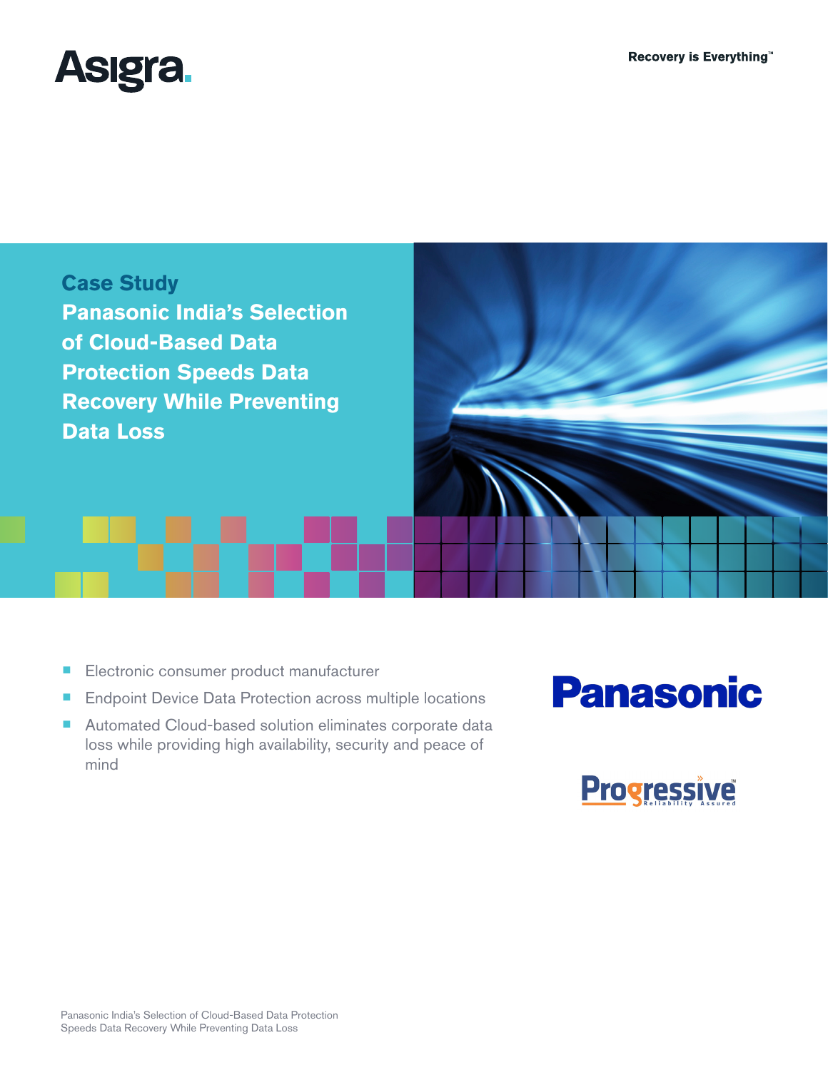Asigra.

Recovery is Everything™

# Case Study

# Panasonic India's Selection of Cloud-Based Data Protection Speeds Data Recovery While Preventing Data Loss

- Electronic consumer product manufacturer
- Endpoint Device Data Protection across multiple locations
- Automated Cloud-based solution eliminates corporate data loss while providing high availability, security and peace of mind

Panasonic

Progressive™ Reliability Assured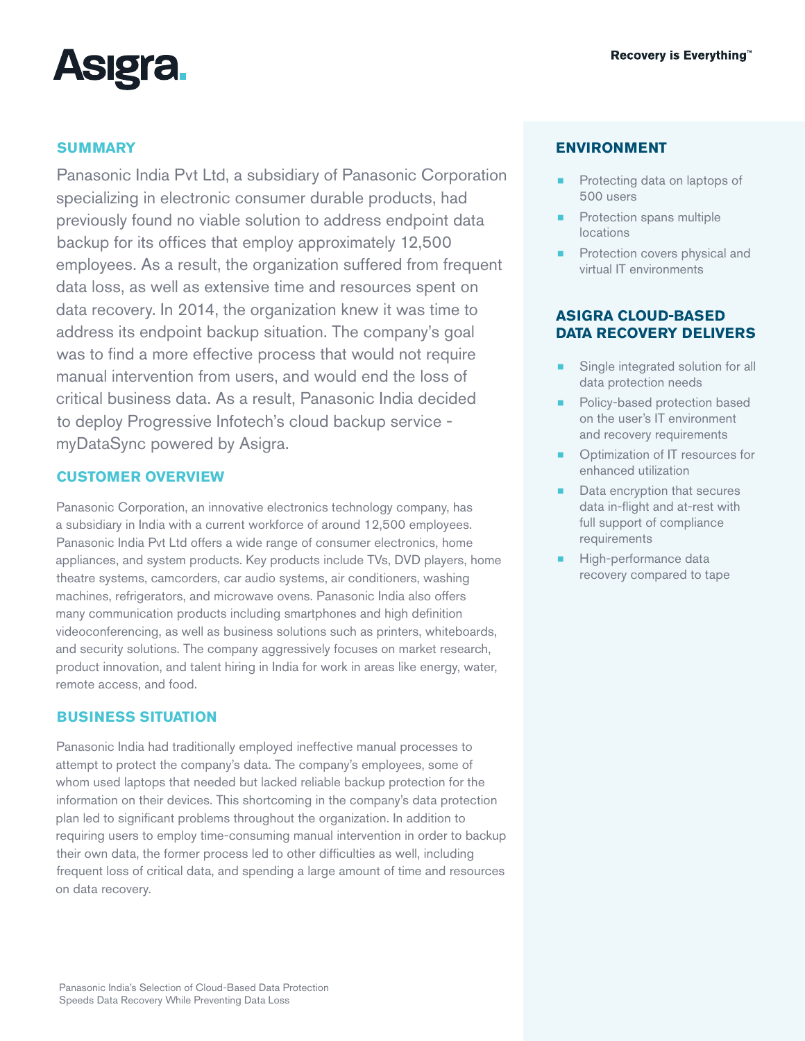## SUMMARY

Panasonic India Pvt Ltd, a subsidiary of Panasonic Corporation specializing in electronic consumer durable products, had previously found no viable solution to address endpoint data backup for its offices that employ approximately 12,500 employees. As a result, the organization suffered from frequent data loss, as well as extensive time and resources spent on data recovery. In 2014, the organization knew it was time to address its endpoint backup situation. The company's goal was to find a more effective process that would not require manual intervention from users, and would end the loss of critical business data. As a result, Panasonic India decided to deploy Progressive Infotech's cloud backup service - myDataSync powered by Asigra.

## CUSTOMER OVERVIEW

Panasonic Corporation, an innovative electronics technology company, has a subsidiary in India with a current workforce of around 12,500 employees. Panasonic India Pvt Ltd offers a wide range of consumer electronics, home appliances, and system products. Key products include TVs, DVD players, home theatre systems, camcorders, car audio systems, air conditioners, washing machines, refrigerators, and microwave ovens. Panasonic India also offers many communication products including smartphones and high definition videoconferencing, as well as business solutions such as printers, whiteboards, and security solutions. The company aggressively focuses on market research, product innovation, and talent hiring in India for work in areas like energy, water, remote access, and food.

## BUSINESS SITUATION

Panasonic India had traditionally employed ineffective manual processes to attempt to protect the company's data. The company's employees, some of whom used laptops that needed but lacked reliable backup protection for the information on their devices. This shortcoming in the company's data protection plan led to significant problems throughout the organization. In addition to requiring users to employ time-consuming manual intervention in order to backup their own data, the former process led to other difficulties as well, including frequent loss of critical data, and spending a large amount of time and resources on data recovery.

## ENVIRONMENT

- Protecting data on laptops of 500 users
- Protection spans multiple locations
- Protection covers physical and virtual IT environments

## ASIGRA CLOUD-BASED DATA RECOVERY DELIVERS

- Single integrated solution for all data protection needs
- Policy-based protection based on the user's IT environment and recovery requirements
- Optimization of IT resources for enhanced utilization
- Data encryption that secures data in-flight and at-rest with full support of compliance requirements
- High-performance data recovery compared to tape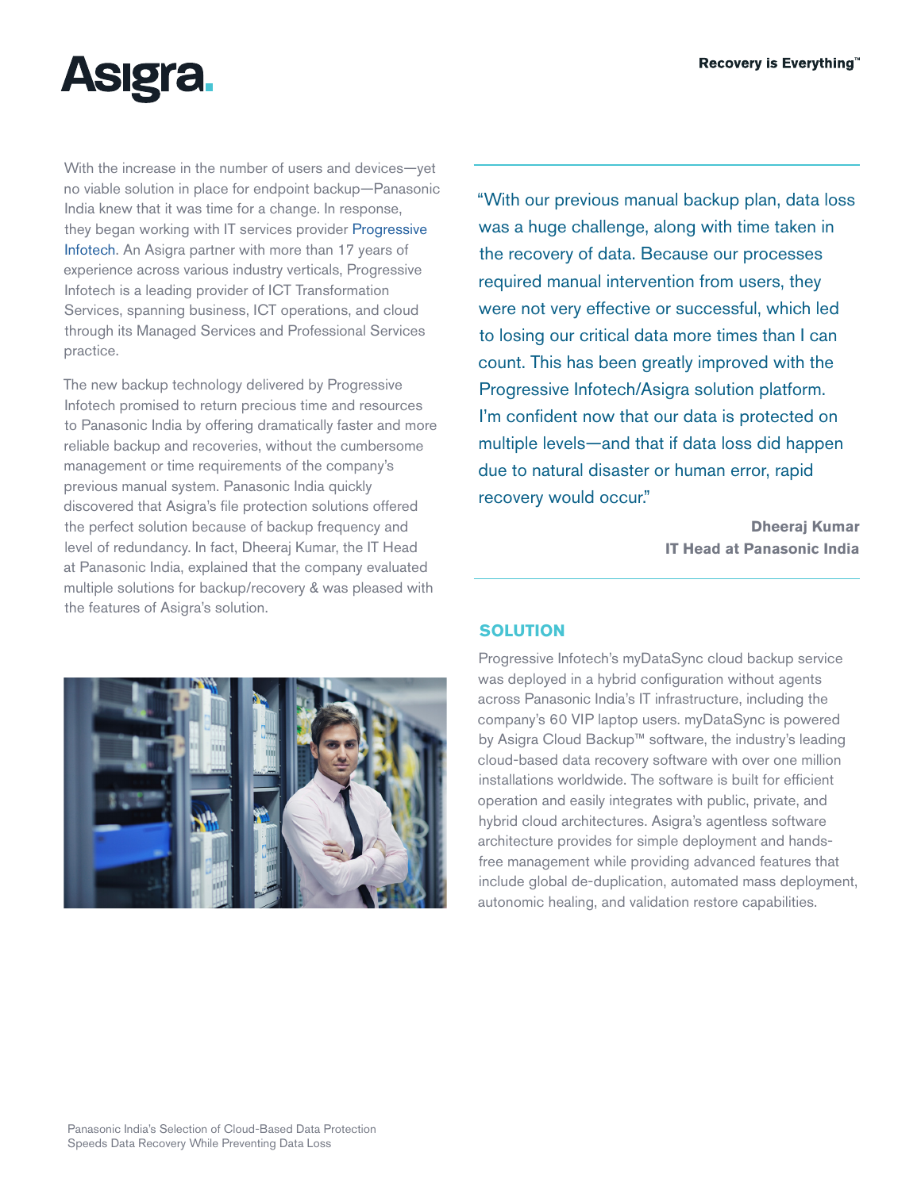With the increase in the number of users and devices—yet no viable solution in place for endpoint backup—Panasonic India knew that it was time for a change. In response, they began working with IT services provider Progressive Infotech. An Asigra partner with more than 17 years of experience across various industry verticals, Progressive Infotech is a leading provider of ICT Transformation Services, spanning business, ICT operations, and cloud through its Managed Services and Professional Services practice.

The new backup technology delivered by Progressive Infotech promised to return precious time and resources to Panasonic India by offering dramatically faster and more reliable backup and recoveries, without the cumbersome management or time requirements of the company's previous manual system. Panasonic India quickly discovered that Asigra's file protection solutions offered the perfect solution because of backup frequency and level of redundancy. In fact, Dheeraj Kumar, the IT Head at Panasonic India, explained that the company evaluated multiple solutions for backup/recovery & was pleased with the features of Asigra's solution.

> "With our previous manual backup plan, data loss was a huge challenge, along with time taken in the recovery of data. Because our processes required manual intervention from users, they were not very effective or successful, which led to losing our critical data more times than I can count. This has been greatly improved with the Progressive Infotech/Asigra solution platform. I'm confident now that our data is protected on multiple levels—and that if data loss did happen due to natural disaster or human error, rapid recovery would occur."
>
> **Dheeraj Kumar**
> **IT Head at Panasonic India**

## SOLUTION

Progressive Infotech's myDataSync cloud backup service was deployed in a hybrid configuration without agents across Panasonic India's IT infrastructure, including the company's 60 VIP laptop users. myDataSync is powered by Asigra Cloud Backup™ software, the industry's leading cloud-based data recovery software with over one million installations worldwide. The software is built for efficient operation and easily integrates with public, private, and hybrid cloud architectures. Asigra's agentless software architecture provides for simple deployment and hands-free management while providing advanced features that include global de-duplication, automated mass deployment, autonomic healing, and validation restore capabilities.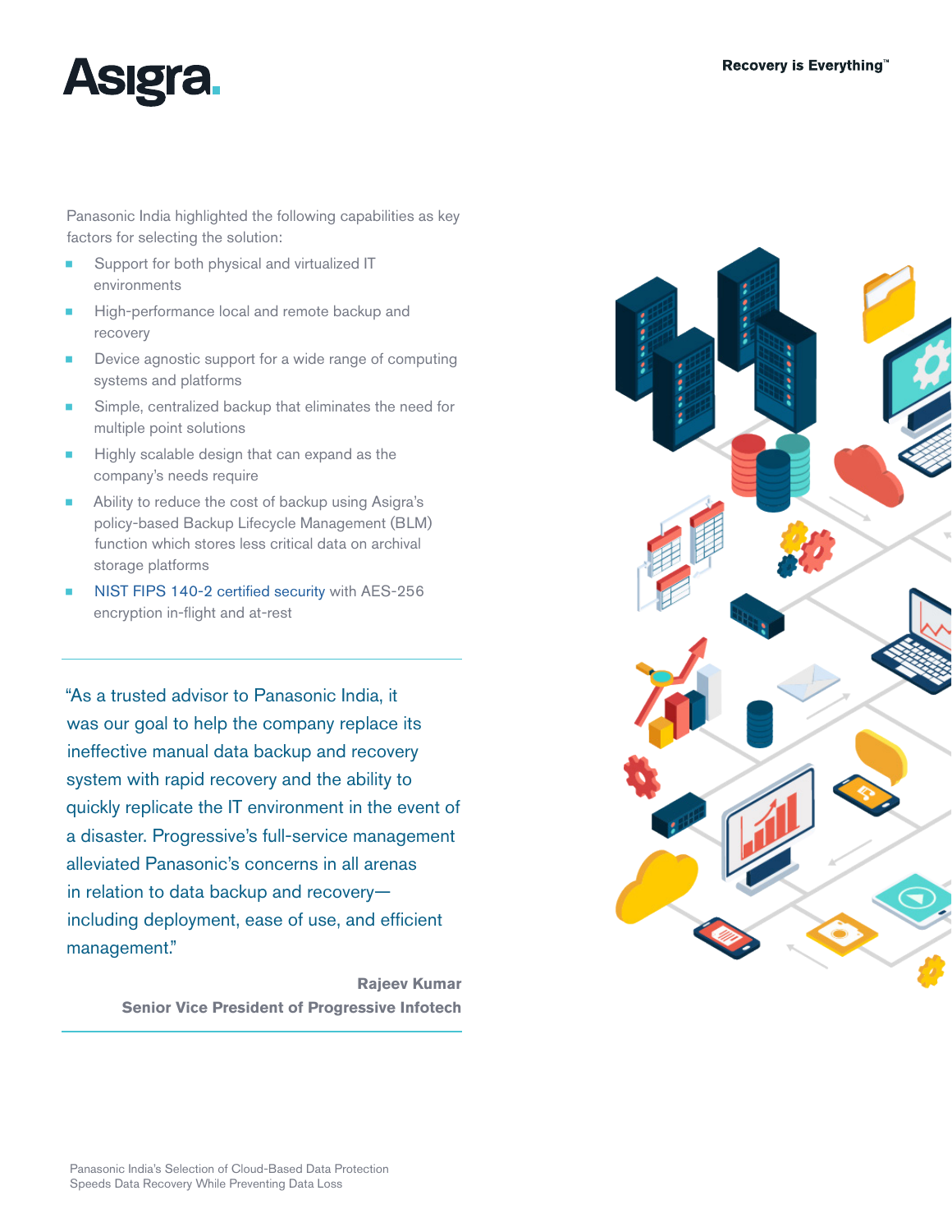Panasonic India highlighted the following capabilities as key factors for selecting the solution:

- Support for both physical and virtualized IT environments
- High-performance local and remote backup and recovery
- Device agnostic support for a wide range of computing systems and platforms
- Simple, centralized backup that eliminates the need for multiple point solutions
- Highly scalable design that can expand as the company's needs require
- Ability to reduce the cost of backup using Asigra's policy-based Backup Lifecycle Management (BLM) function which stores less critical data on archival storage platforms
- NIST FIPS 140-2 certified security with AES-256 encryption in-flight and at-rest

---

"As a trusted advisor to Panasonic India, it was our goal to help the company replace its ineffective manual data backup and recovery system with rapid recovery and the ability to quickly replicate the IT environment in the event of a disaster. Progressive's full-service management alleviated Panasonic's concerns in all arenas in relation to data backup and recovery—including deployment, ease of use, and efficient management."

**Rajeev Kumar**
**Senior Vice President of Progressive Infotech**

---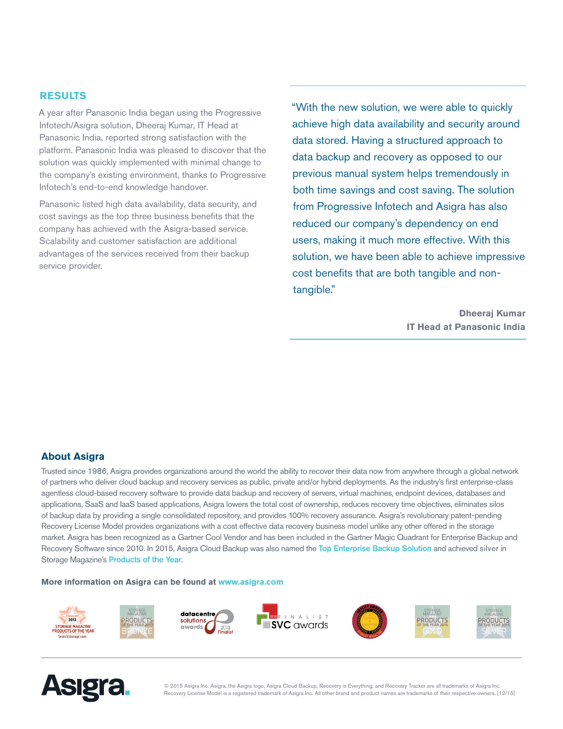## RESULTS

A year after Panasonic India began using the Progressive Infotech/Asigra solution, Dheeraj Kumar, IT Head at Panasonic India, reported strong satisfaction with the platform. Panasonic India was pleased to discover that the solution was quickly implemented with minimal change to the company's existing environment, thanks to Progressive Infotech's end-to-end knowledge handover.

Panasonic listed high data availability, data security, and cost savings as the top three business benefits that the company has achieved with the Asigra-based service. Scalability and customer satisfaction are additional advantages of the services received from their backup service provider.

"With the new solution, we were able to quickly achieve high data availability and security around data stored. Having a structured approach to data backup and recovery as opposed to our previous manual system helps tremendously in both time savings and cost saving. The solution from Progressive Infotech and Asigra has also reduced our company's dependency on end users, making it much more effective. With this solution, we have been able to achieve impressive cost benefits that are both tangible and non-tangible."

**Dheeraj Kumar**
**IT Head at Panasonic India**

## About Asigra

Trusted since 1986, Asigra provides organizations around the world the ability to recover their data now from anywhere through a global network of partners who deliver cloud backup and recovery services as public, private and/or hybrid deployments. As the industry's first enterprise-class agentless cloud-based recovery software to provide data backup and recovery of servers, virtual machines, endpoint devices, databases and applications, SaaS and IaaS based applications, Asigra lowers the total cost of ownership, reduces recovery time objectives, eliminates silos of backup data by providing a single consolidated repository, and provides 100% recovery assurance. Asigra's revolutionary patent-pending Recovery License Model provides organizations with a cost effective data recovery business model unlike any other offered in the storage market. Asigra has been recognized as a Gartner Cool Vendor and has been included in the Gartner Magic Quadrant for Enterprise Backup and Recovery Software since 2010. In 2015, Asigra Cloud Backup was also named the Top Enterprise Backup Solution and achieved silver in Storage Magazine's Products of the Year.

**More information on Asigra can be found at www.asigra.com**

© 2015 Asigra Inc. Asigra, the Asigra logo, Asigra Cloud Backup, Recovery is Everything, and Recovery Tracker are all trademarks of Asigra Inc. Recovery License Model is a registered trademark of Asigra Inc. All other brand and product names are trademarks of their respective owners. [12/15]